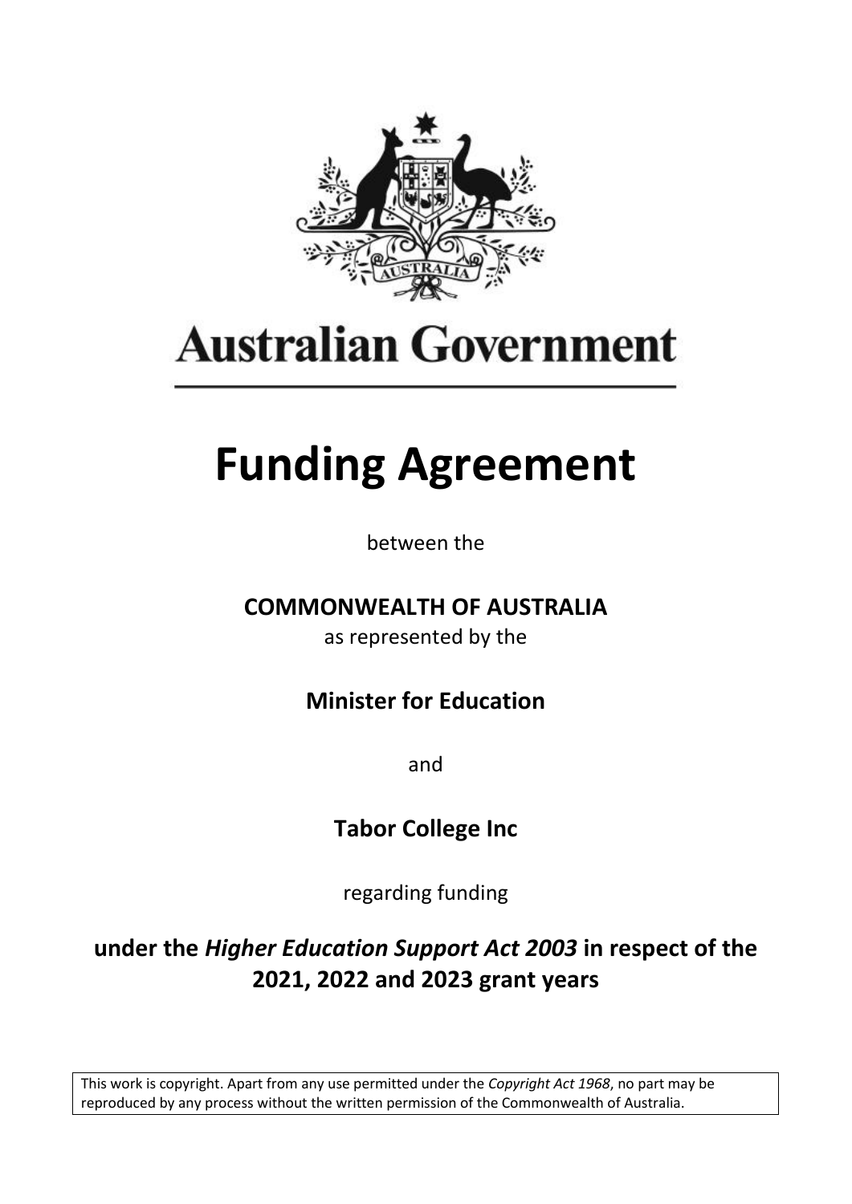Australian Government

# Funding Agreement

between the

**COMMONWEALTH OF AUSTRALIA**

as represented by the

**Minister for Education**

and

**Tabor College Inc**

regarding funding

**under the *Higher Education Support Act 2003* in respect of the 2021, 2022 and 2023 grant years**

This work is copyright. Apart from any use permitted under the *Copyright Act 1968*, no part may be reproduced by any process without the written permission of the Commonwealth of Australia.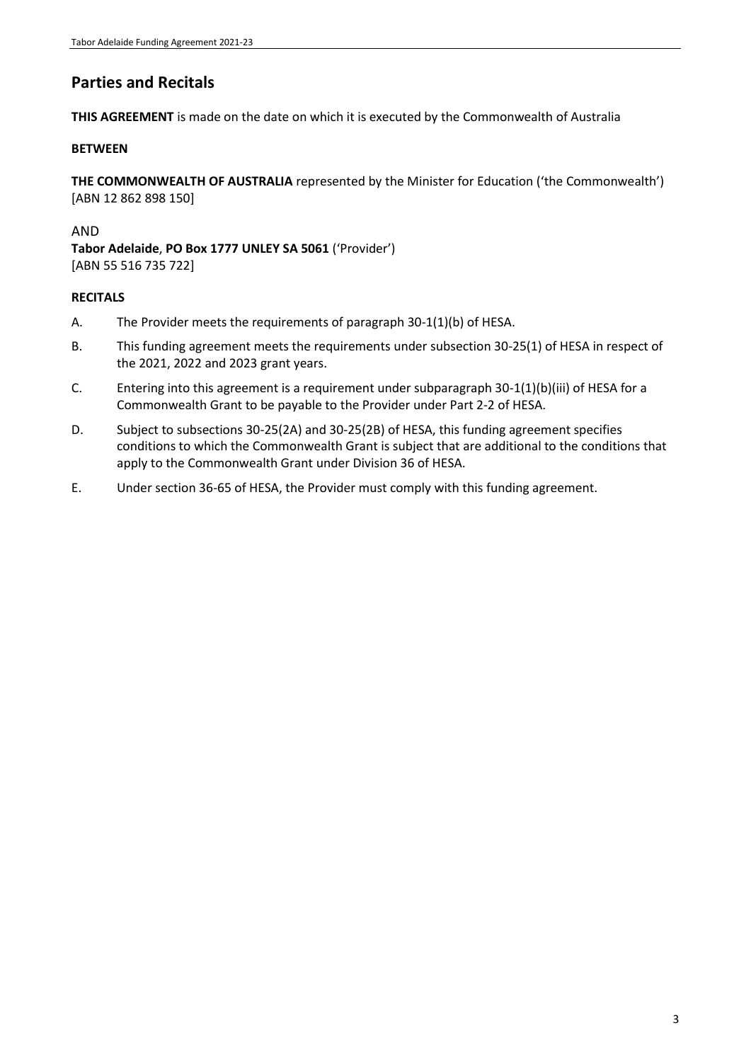## Parties and Recitals

**THIS AGREEMENT** is made on the date on which it is executed by the Commonwealth of Australia

**BETWEEN**

**THE COMMONWEALTH OF AUSTRALIA** represented by the Minister for Education ('the Commonwealth') [ABN 12 862 898 150]

AND

**Tabor Adelaide**, **PO Box 1777 UNLEY SA 5061** ('Provider') [ABN 55 516 735 722]

**RECITALS**

A. The Provider meets the requirements of paragraph 30-1(1)(b) of HESA.

B. This funding agreement meets the requirements under subsection 30-25(1) of HESA in respect of the 2021, 2022 and 2023 grant years.

C. Entering into this agreement is a requirement under subparagraph 30-1(1)(b)(iii) of HESA for a Commonwealth Grant to be payable to the Provider under Part 2-2 of HESA.

D. Subject to subsections 30-25(2A) and 30-25(2B) of HESA, this funding agreement specifies conditions to which the Commonwealth Grant is subject that are additional to the conditions that apply to the Commonwealth Grant under Division 36 of HESA.

E. Under section 36-65 of HESA, the Provider must comply with this funding agreement.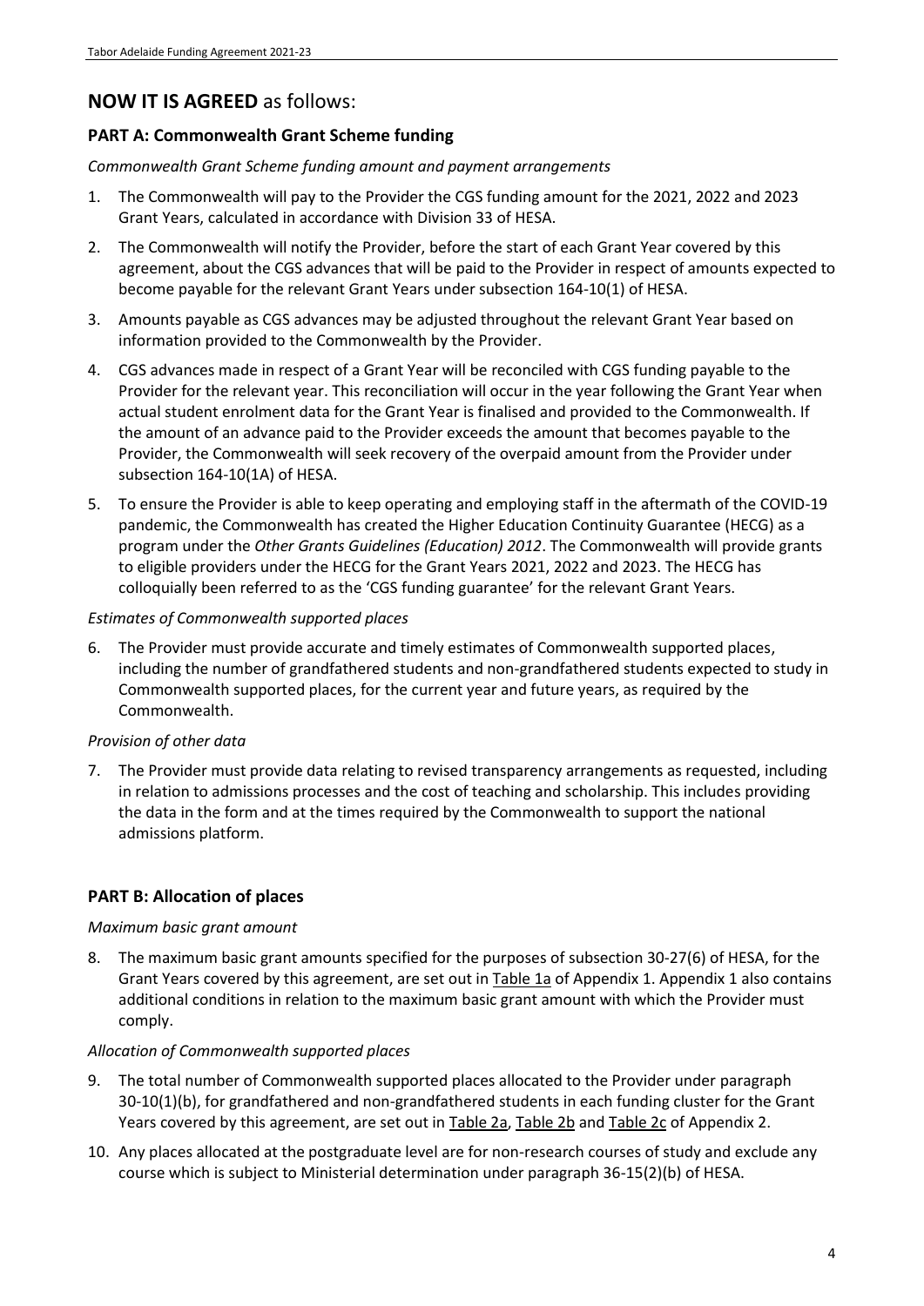## NOW IT IS AGREED as follows:

### PART A: Commonwealth Grant Scheme funding

*Commonwealth Grant Scheme funding amount and payment arrangements*

1. The Commonwealth will pay to the Provider the CGS funding amount for the 2021, 2022 and 2023 Grant Years, calculated in accordance with Division 33 of HESA.
2. The Commonwealth will notify the Provider, before the start of each Grant Year covered by this agreement, about the CGS advances that will be paid to the Provider in respect of amounts expected to become payable for the relevant Grant Years under subsection 164-10(1) of HESA.
3. Amounts payable as CGS advances may be adjusted throughout the relevant Grant Year based on information provided to the Commonwealth by the Provider.
4. CGS advances made in respect of a Grant Year will be reconciled with CGS funding payable to the Provider for the relevant year. This reconciliation will occur in the year following the Grant Year when actual student enrolment data for the Grant Year is finalised and provided to the Commonwealth. If the amount of an advance paid to the Provider exceeds the amount that becomes payable to the Provider, the Commonwealth will seek recovery of the overpaid amount from the Provider under subsection 164-10(1A) of HESA.
5. To ensure the Provider is able to keep operating and employing staff in the aftermath of the COVID-19 pandemic, the Commonwealth has created the Higher Education Continuity Guarantee (HECG) as a program under the *Other Grants Guidelines (Education) 2012*. The Commonwealth will provide grants to eligible providers under the HECG for the Grant Years 2021, 2022 and 2023. The HECG has colloquially been referred to as the 'CGS funding guarantee' for the relevant Grant Years.

*Estimates of Commonwealth supported places*

6. The Provider must provide accurate and timely estimates of Commonwealth supported places, including the number of grandfathered students and non-grandfathered students expected to study in Commonwealth supported places, for the current year and future years, as required by the Commonwealth.

*Provision of other data*

7. The Provider must provide data relating to revised transparency arrangements as requested, including in relation to admissions processes and the cost of teaching and scholarship. This includes providing the data in the form and at the times required by the Commonwealth to support the national admissions platform.

### PART B: Allocation of places

*Maximum basic grant amount*

8. The maximum basic grant amounts specified for the purposes of subsection 30-27(6) of HESA, for the Grant Years covered by this agreement, are set out in Table 1a of Appendix 1. Appendix 1 also contains additional conditions in relation to the maximum basic grant amount with which the Provider must comply.

*Allocation of Commonwealth supported places*

9. The total number of Commonwealth supported places allocated to the Provider under paragraph 30-10(1)(b), for grandfathered and non-grandfathered students in each funding cluster for the Grant Years covered by this agreement, are set out in Table 2a, Table 2b and Table 2c of Appendix 2.
10. Any places allocated at the postgraduate level are for non-research courses of study and exclude any course which is subject to Ministerial determination under paragraph 36-15(2)(b) of HESA.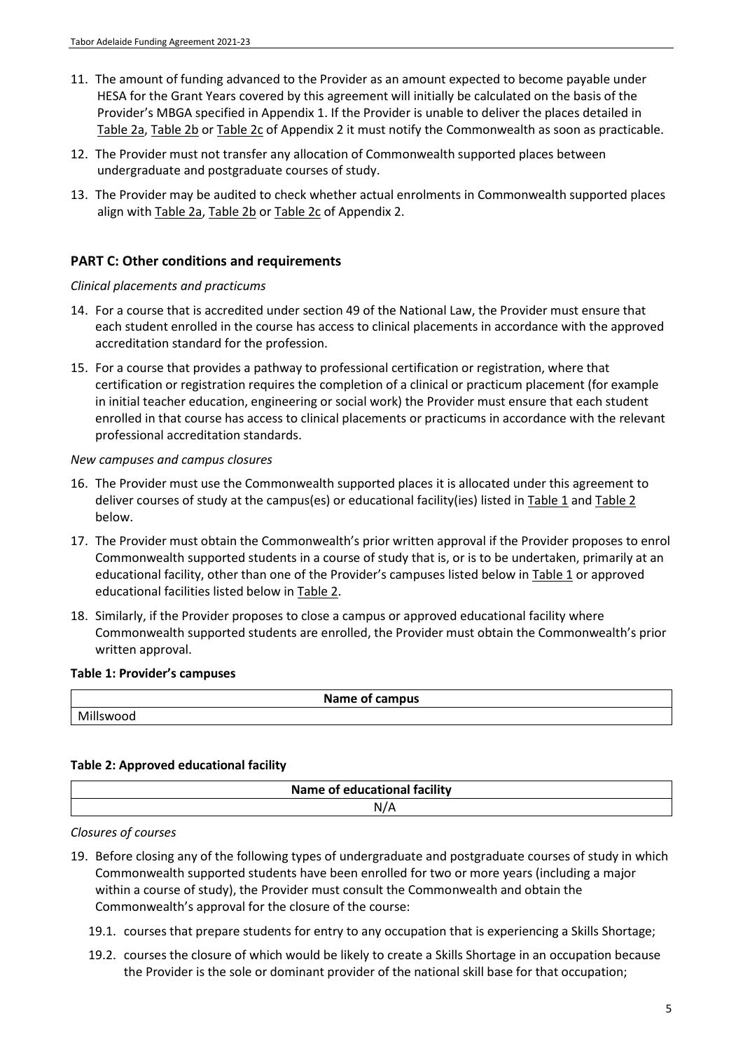11. The amount of funding advanced to the Provider as an amount expected to become payable under HESA for the Grant Years covered by this agreement will initially be calculated on the basis of the Provider's MBGA specified in Appendix 1. If the Provider is unable to deliver the places detailed in Table 2a, Table 2b or Table 2c of Appendix 2 it must notify the Commonwealth as soon as practicable.

12. The Provider must not transfer any allocation of Commonwealth supported places between undergraduate and postgraduate courses of study.

13. The Provider may be audited to check whether actual enrolments in Commonwealth supported places align with Table 2a, Table 2b or Table 2c of Appendix 2.

## PART C: Other conditions and requirements

*Clinical placements and practicums*

14. For a course that is accredited under section 49 of the National Law, the Provider must ensure that each student enrolled in the course has access to clinical placements in accordance with the approved accreditation standard for the profession.

15. For a course that provides a pathway to professional certification or registration, where that certification or registration requires the completion of a clinical or practicum placement (for example in initial teacher education, engineering or social work) the Provider must ensure that each student enrolled in that course has access to clinical placements or practicums in accordance with the relevant professional accreditation standards.

*New campuses and campus closures*

16. The Provider must use the Commonwealth supported places it is allocated under this agreement to deliver courses of study at the campus(es) or educational facility(ies) listed in Table 1 and Table 2 below.

17. The Provider must obtain the Commonwealth's prior written approval if the Provider proposes to enrol Commonwealth supported students in a course of study that is, or is to be undertaken, primarily at an educational facility, other than one of the Provider's campuses listed below in Table 1 or approved educational facilities listed below in Table 2.

18. Similarly, if the Provider proposes to close a campus or approved educational facility where Commonwealth supported students are enrolled, the Provider must obtain the Commonwealth's prior written approval.

**Table 1: Provider's campuses**

| Name of campus |
|---|
| Millswood |

**Table 2: Approved educational facility**

| Name of educational facility |
|---|
| N/A |

*Closures of courses*

19. Before closing any of the following types of undergraduate and postgraduate courses of study in which Commonwealth supported students have been enrolled for two or more years (including a major within a course of study), the Provider must consult the Commonwealth and obtain the Commonwealth's approval for the closure of the course:

    19.1. courses that prepare students for entry to any occupation that is experiencing a Skills Shortage;

    19.2. courses the closure of which would be likely to create a Skills Shortage in an occupation because the Provider is the sole or dominant provider of the national skill base for that occupation;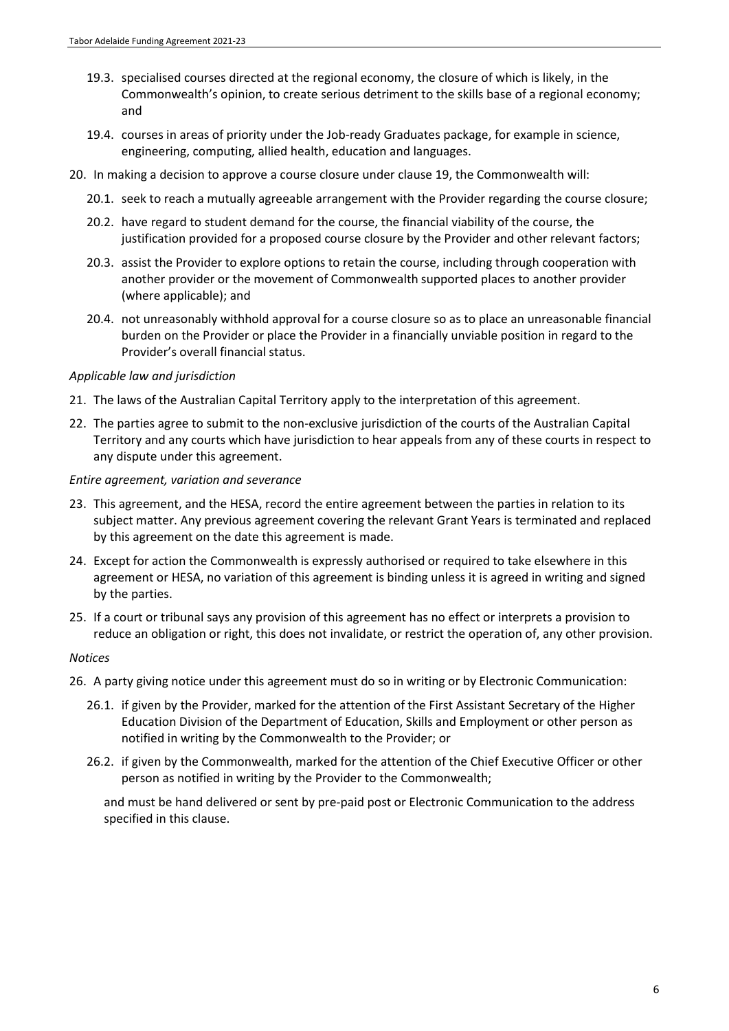19.3. specialised courses directed at the regional economy, the closure of which is likely, in the Commonwealth's opinion, to create serious detriment to the skills base of a regional economy; and

19.4. courses in areas of priority under the Job-ready Graduates package, for example in science, engineering, computing, allied health, education and languages.

20. In making a decision to approve a course closure under clause 19, the Commonwealth will:

    20.1. seek to reach a mutually agreeable arrangement with the Provider regarding the course closure;

    20.2. have regard to student demand for the course, the financial viability of the course, the justification provided for a proposed course closure by the Provider and other relevant factors;

    20.3. assist the Provider to explore options to retain the course, including through cooperation with another provider or the movement of Commonwealth supported places to another provider (where applicable); and

    20.4. not unreasonably withhold approval for a course closure so as to place an unreasonable financial burden on the Provider or place the Provider in a financially unviable position in regard to the Provider's overall financial status.

*Applicable law and jurisdiction*

21. The laws of the Australian Capital Territory apply to the interpretation of this agreement.

22. The parties agree to submit to the non-exclusive jurisdiction of the courts of the Australian Capital Territory and any courts which have jurisdiction to hear appeals from any of these courts in respect to any dispute under this agreement.

*Entire agreement, variation and severance*

23. This agreement, and the HESA, record the entire agreement between the parties in relation to its subject matter. Any previous agreement covering the relevant Grant Years is terminated and replaced by this agreement on the date this agreement is made.

24. Except for action the Commonwealth is expressly authorised or required to take elsewhere in this agreement or HESA, no variation of this agreement is binding unless it is agreed in writing and signed by the parties.

25. If a court or tribunal says any provision of this agreement has no effect or interprets a provision to reduce an obligation or right, this does not invalidate, or restrict the operation of, any other provision.

*Notices*

26. A party giving notice under this agreement must do so in writing or by Electronic Communication:

    26.1. if given by the Provider, marked for the attention of the First Assistant Secretary of the Higher Education Division of the Department of Education, Skills and Employment or other person as notified in writing by the Commonwealth to the Provider; or

    26.2. if given by the Commonwealth, marked for the attention of the Chief Executive Officer or other person as notified in writing by the Provider to the Commonwealth;

    and must be hand delivered or sent by pre-paid post or Electronic Communication to the address specified in this clause.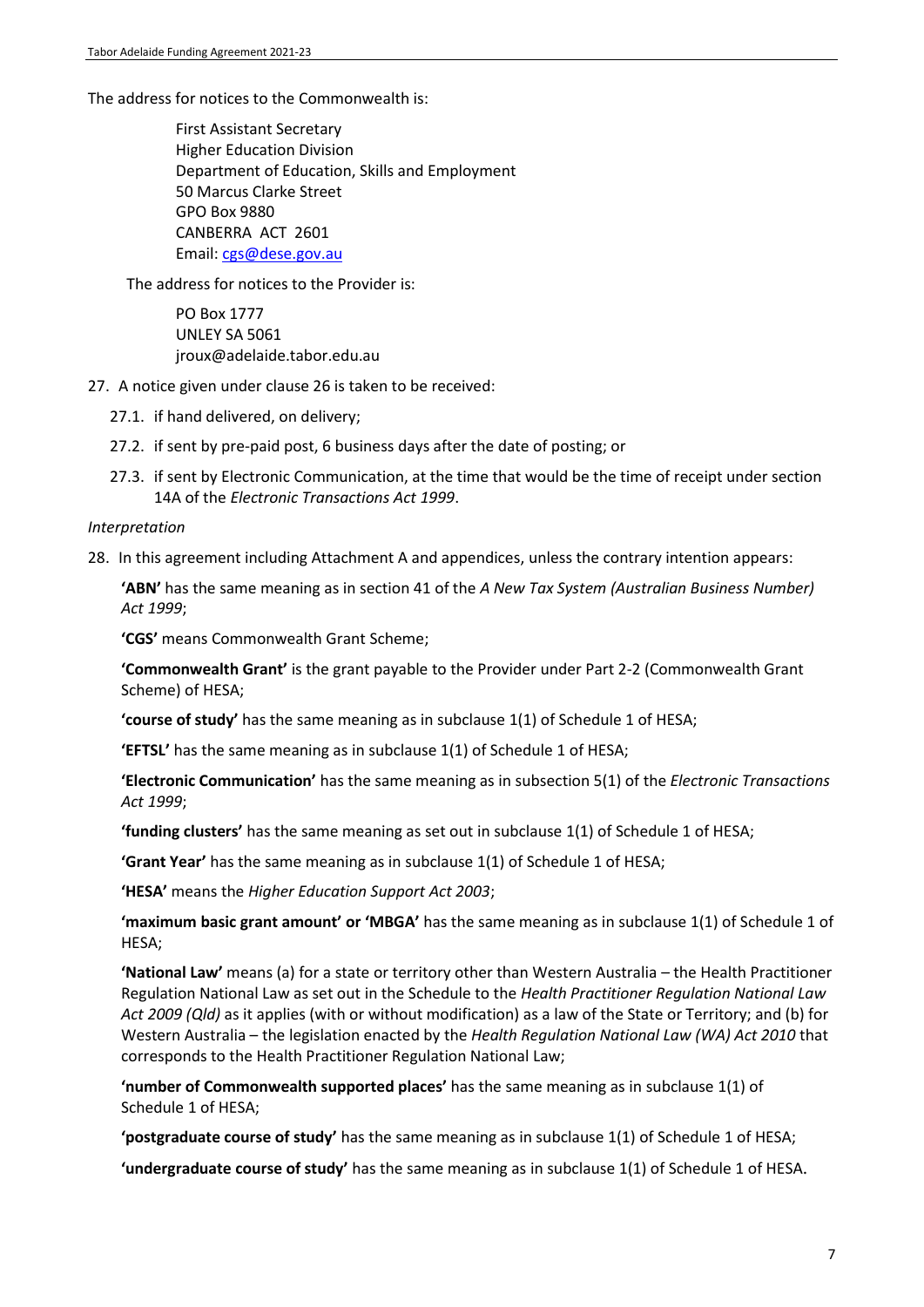The address for notices to the Commonwealth is:

First Assistant Secretary
Higher Education Division
Department of Education, Skills and Employment
50 Marcus Clarke Street
GPO Box 9880
CANBERRA ACT 2601
Email: cgs@dese.gov.au

The address for notices to the Provider is:

PO Box 1777
UNLEY SA 5061
jroux@adelaide.tabor.edu.au

27. A notice given under clause 26 is taken to be received:

    27.1. if hand delivered, on delivery;

    27.2. if sent by pre-paid post, 6 business days after the date of posting; or

    27.3. if sent by Electronic Communication, at the time that would be the time of receipt under section 14A of the *Electronic Transactions Act 1999*.

*Interpretation*

28. In this agreement including Attachment A and appendices, unless the contrary intention appears:

    **'ABN'** has the same meaning as in section 41 of the *A New Tax System (Australian Business Number) Act 1999*;

    **'CGS'** means Commonwealth Grant Scheme;

    **'Commonwealth Grant'** is the grant payable to the Provider under Part 2-2 (Commonwealth Grant Scheme) of HESA;

    **'course of study'** has the same meaning as in subclause 1(1) of Schedule 1 of HESA;

    **'EFTSL'** has the same meaning as in subclause 1(1) of Schedule 1 of HESA;

    **'Electronic Communication'** has the same meaning as in subsection 5(1) of the *Electronic Transactions Act 1999*;

    **'funding clusters'** has the same meaning as set out in subclause 1(1) of Schedule 1 of HESA;

    **'Grant Year'** has the same meaning as in subclause 1(1) of Schedule 1 of HESA;

    **'HESA'** means the *Higher Education Support Act 2003*;

    **'maximum basic grant amount' or 'MBGA'** has the same meaning as in subclause 1(1) of Schedule 1 of HESA;

    **'National Law'** means (a) for a state or territory other than Western Australia – the Health Practitioner Regulation National Law as set out in the Schedule to the *Health Practitioner Regulation National Law Act 2009 (Qld)* as it applies (with or without modification) as a law of the State or Territory; and (b) for Western Australia – the legislation enacted by the *Health Regulation National Law (WA) Act 2010* that corresponds to the Health Practitioner Regulation National Law;

    **'number of Commonwealth supported places'** has the same meaning as in subclause 1(1) of Schedule 1 of HESA;

    **'postgraduate course of study'** has the same meaning as in subclause 1(1) of Schedule 1 of HESA;

    **'undergraduate course of study'** has the same meaning as in subclause 1(1) of Schedule 1 of HESA.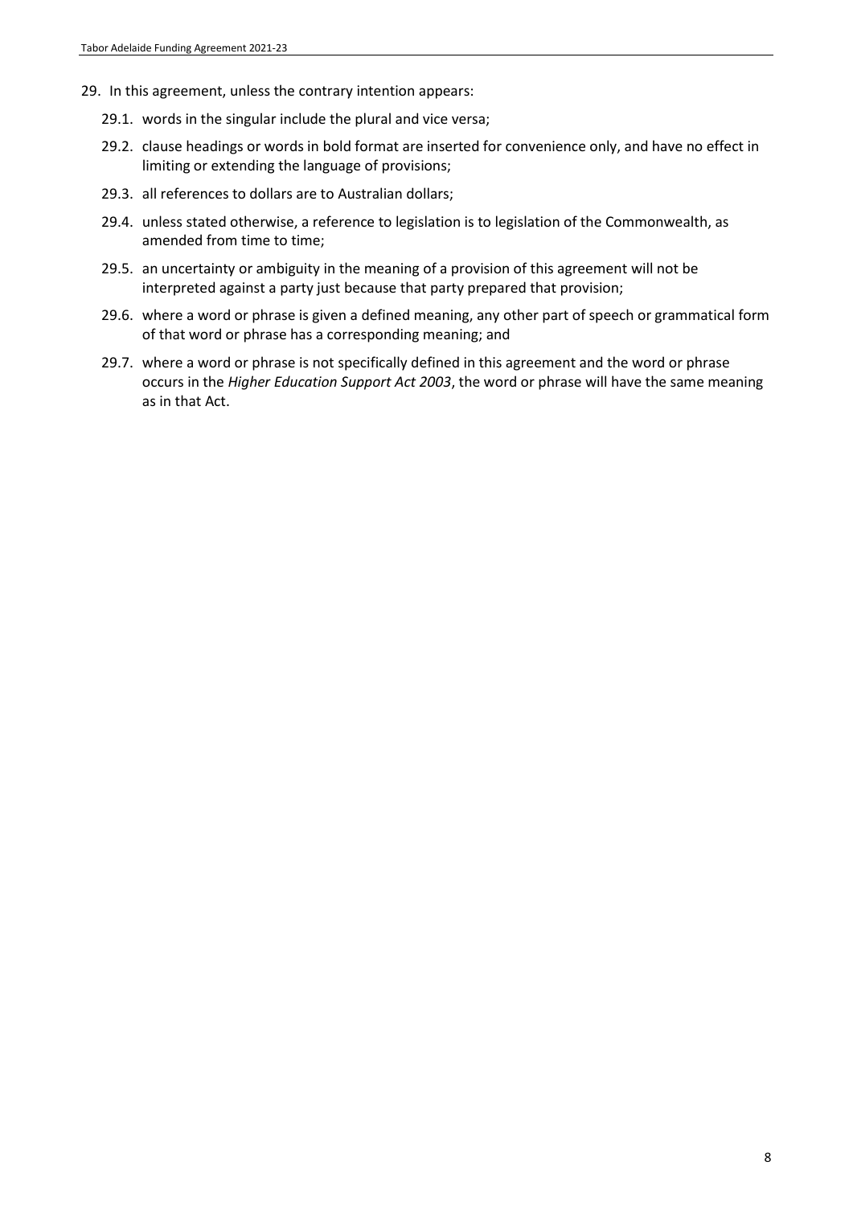29. In this agreement, unless the contrary intention appears:

    29.1. words in the singular include the plural and vice versa;

    29.2. clause headings or words in bold format are inserted for convenience only, and have no effect in limiting or extending the language of provisions;

    29.3. all references to dollars are to Australian dollars;

    29.4. unless stated otherwise, a reference to legislation is to legislation of the Commonwealth, as amended from time to time;

    29.5. an uncertainty or ambiguity in the meaning of a provision of this agreement will not be interpreted against a party just because that party prepared that provision;

    29.6. where a word or phrase is given a defined meaning, any other part of speech or grammatical form of that word or phrase has a corresponding meaning; and

    29.7. where a word or phrase is not specifically defined in this agreement and the word or phrase occurs in the *Higher Education Support Act 2003*, the word or phrase will have the same meaning as in that Act.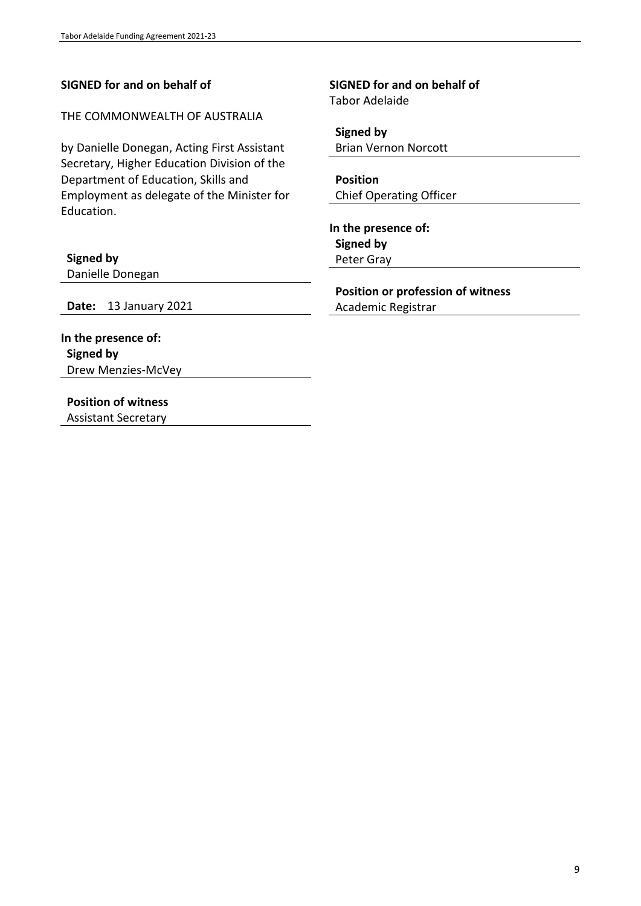**SIGNED for and on behalf of**

THE COMMONWEALTH OF AUSTRALIA

by Danielle Donegan, Acting First Assistant Secretary, Higher Education Division of the Department of Education, Skills and Employment as delegate of the Minister for Education.

**Signed by**
Danielle Donegan

**Date:** 13 January 2021

**In the presence of:**
**Signed by**
Drew Menzies-McVey

**Position of witness**
Assistant Secretary

**SIGNED for and on behalf of**
Tabor Adelaide

**Signed by**
Brian Vernon Norcott

**Position**
Chief Operating Officer

**In the presence of:**
**Signed by**
Peter Gray

**Position or profession of witness**
Academic Registrar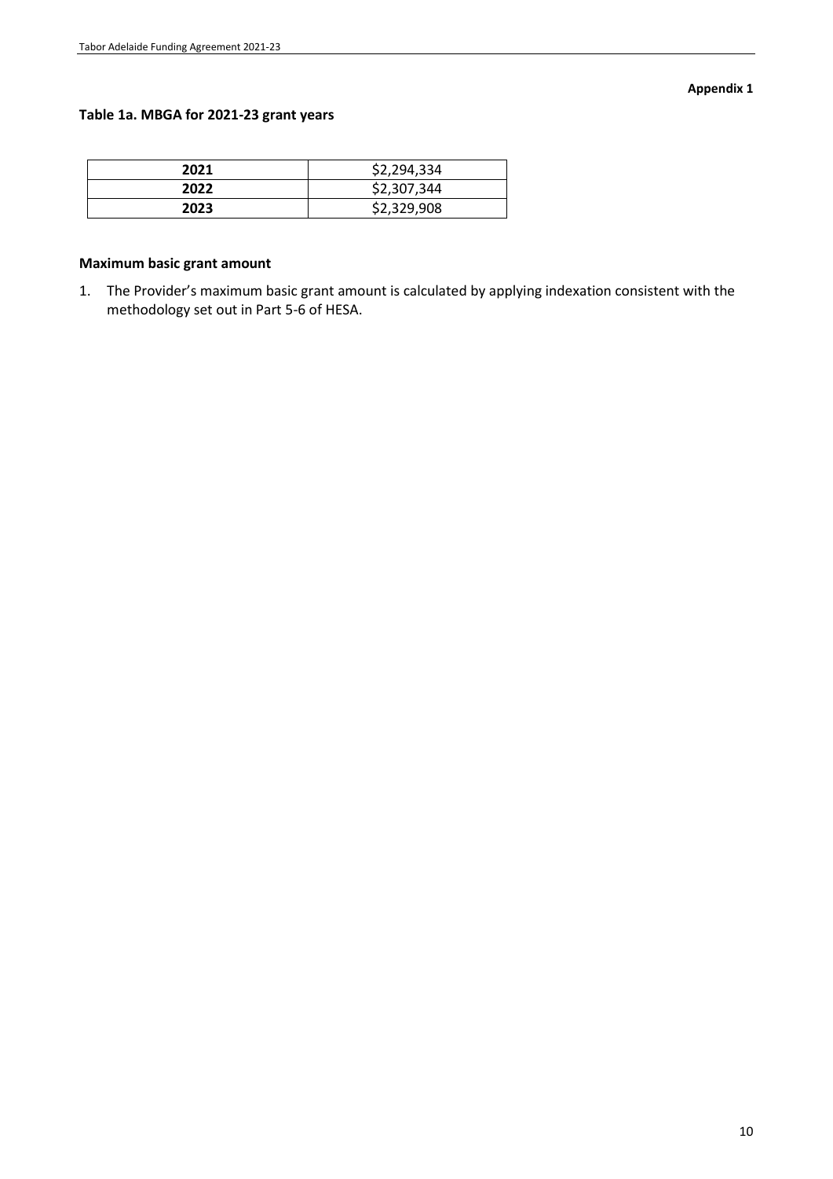**Appendix 1**

### Table 1a. MBGA for 2021-23 grant years

| | |
|---|---|
| **2021** | $2,294,334 |
| **2022** | $2,307,344 |
| **2023** | $2,329,908 |

### Maximum basic grant amount

1. The Provider's maximum basic grant amount is calculated by applying indexation consistent with the methodology set out in Part 5-6 of HESA.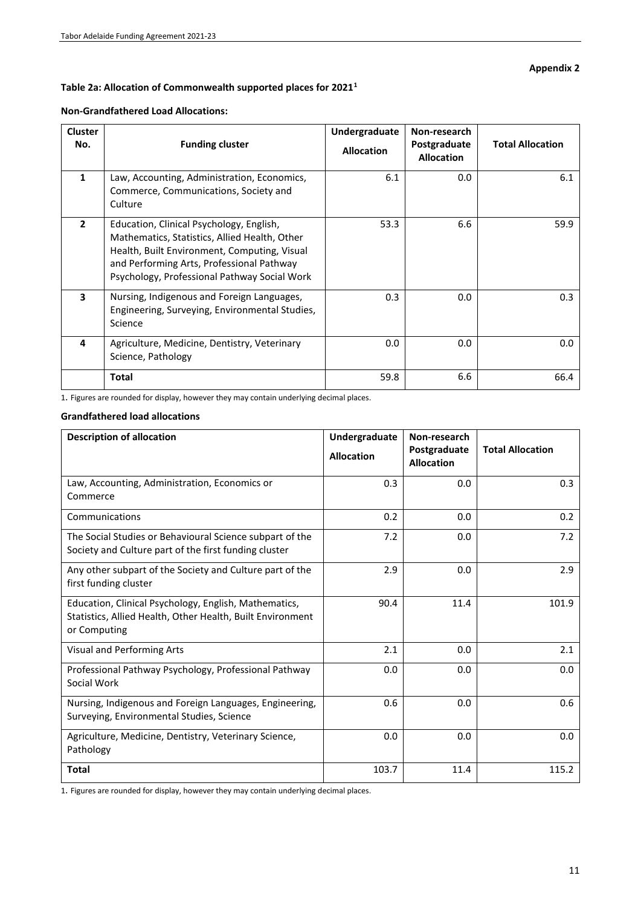**Appendix 2**

**Table 2a: Allocation of Commonwealth supported places for 2021**[1]

**Non-Grandfathered Load Allocations:**

| Cluster No. | Funding cluster | Undergraduate Allocation | Non-research Postgraduate Allocation | Total Allocation |
|---|---|---|---|---|
| **1** | Law, Accounting, Administration, Economics, Commerce, Communications, Society and Culture | 6.1 | 0.0 | 6.1 |
| **2** | Education, Clinical Psychology, English, Mathematics, Statistics, Allied Health, Other Health, Built Environment, Computing, Visual and Performing Arts, Professional Pathway Psychology, Professional Pathway Social Work | 53.3 | 6.6 | 59.9 |
| **3** | Nursing, Indigenous and Foreign Languages, Engineering, Surveying, Environmental Studies, Science | 0.3 | 0.0 | 0.3 |
| **4** | Agriculture, Medicine, Dentistry, Veterinary Science, Pathology | 0.0 | 0.0 | 0.0 |
| | **Total** | 59.8 | 6.6 | 66.4 |

1. Figures are rounded for display, however they may contain underlying decimal places.

**Grandfathered load allocations**

| Description of allocation | Undergraduate Allocation | Non-research Postgraduate Allocation | Total Allocation |
|---|---|---|---|
| Law, Accounting, Administration, Economics or Commerce | 0.3 | 0.0 | 0.3 |
| Communications | 0.2 | 0.0 | 0.2 |
| The Social Studies or Behavioural Science subpart of the Society and Culture part of the first funding cluster | 7.2 | 0.0 | 7.2 |
| Any other subpart of the Society and Culture part of the first funding cluster | 2.9 | 0.0 | 2.9 |
| Education, Clinical Psychology, English, Mathematics, Statistics, Allied Health, Other Health, Built Environment or Computing | 90.4 | 11.4 | 101.9 |
| Visual and Performing Arts | 2.1 | 0.0 | 2.1 |
| Professional Pathway Psychology, Professional Pathway Social Work | 0.0 | 0.0 | 0.0 |
| Nursing, Indigenous and Foreign Languages, Engineering, Surveying, Environmental Studies, Science | 0.6 | 0.0 | 0.6 |
| Agriculture, Medicine, Dentistry, Veterinary Science, Pathology | 0.0 | 0.0 | 0.0 |
| **Total** | 103.7 | 11.4 | 115.2 |

1. Figures are rounded for display, however they may contain underlying decimal places.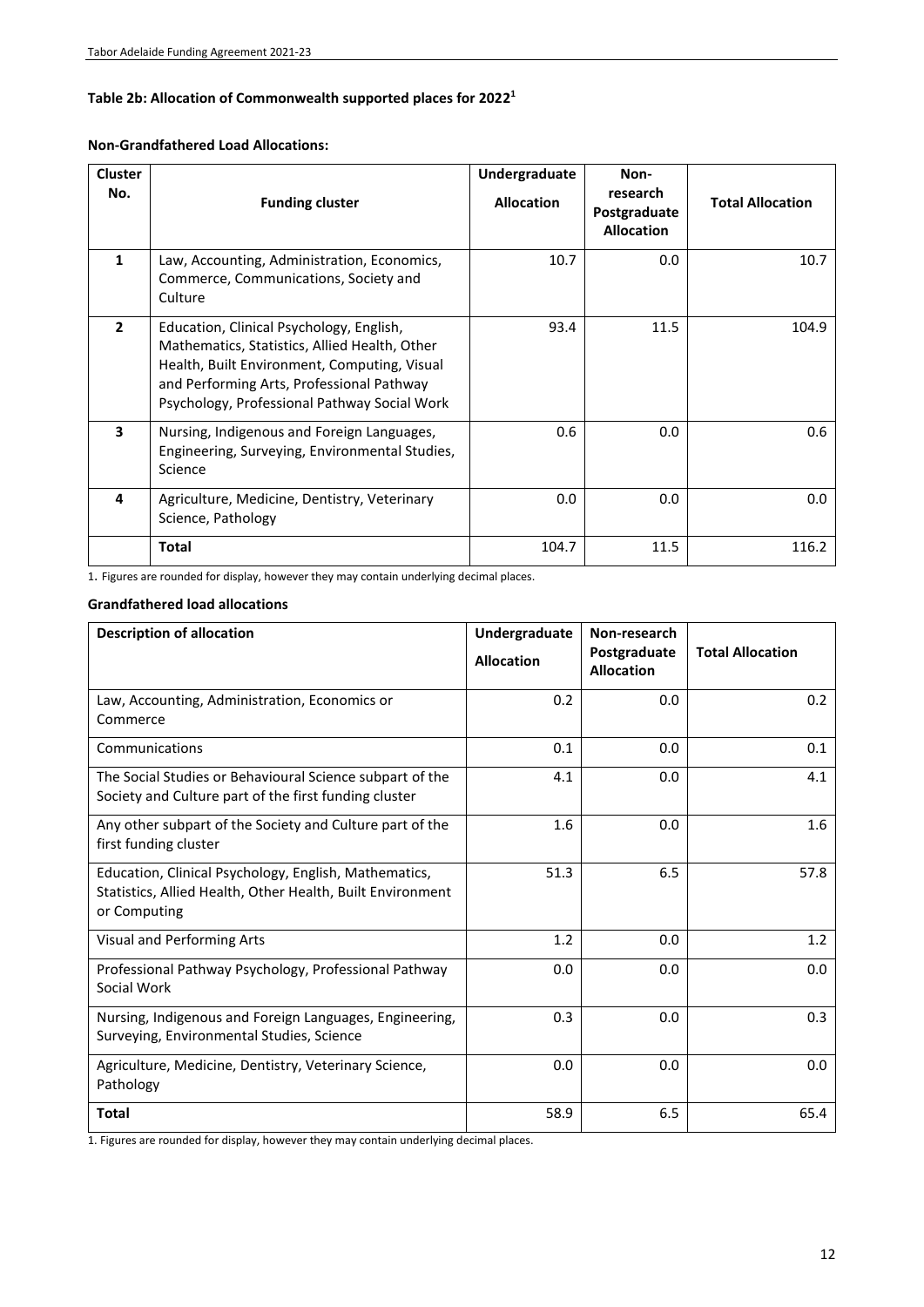**Table 2b: Allocation of Commonwealth supported places for 2022[1]**

**Non-Grandfathered Load Allocations:**

| Cluster No. | Funding cluster | Undergraduate Allocation | Non-research Postgraduate Allocation | Total Allocation |
|---|---|---|---|---|
| **1** | Law, Accounting, Administration, Economics, Commerce, Communications, Society and Culture | 10.7 | 0.0 | 10.7 |
| **2** | Education, Clinical Psychology, English, Mathematics, Statistics, Allied Health, Other Health, Built Environment, Computing, Visual and Performing Arts, Professional Pathway Psychology, Professional Pathway Social Work | 93.4 | 11.5 | 104.9 |
| **3** | Nursing, Indigenous and Foreign Languages, Engineering, Surveying, Environmental Studies, Science | 0.6 | 0.0 | 0.6 |
| **4** | Agriculture, Medicine, Dentistry, Veterinary Science, Pathology | 0.0 | 0.0 | 0.0 |
| | **Total** | 104.7 | 11.5 | 116.2 |

1. Figures are rounded for display, however they may contain underlying decimal places.

**Grandfathered load allocations**

| Description of allocation | Undergraduate Allocation | Non-research Postgraduate Allocation | Total Allocation |
|---|---|---|---|
| Law, Accounting, Administration, Economics or Commerce | 0.2 | 0.0 | 0.2 |
| Communications | 0.1 | 0.0 | 0.1 |
| The Social Studies or Behavioural Science subpart of the Society and Culture part of the first funding cluster | 4.1 | 0.0 | 4.1 |
| Any other subpart of the Society and Culture part of the first funding cluster | 1.6 | 0.0 | 1.6 |
| Education, Clinical Psychology, English, Mathematics, Statistics, Allied Health, Other Health, Built Environment or Computing | 51.3 | 6.5 | 57.8 |
| Visual and Performing Arts | 1.2 | 0.0 | 1.2 |
| Professional Pathway Psychology, Professional Pathway Social Work | 0.0 | 0.0 | 0.0 |
| Nursing, Indigenous and Foreign Languages, Engineering, Surveying, Environmental Studies, Science | 0.3 | 0.0 | 0.3 |
| Agriculture, Medicine, Dentistry, Veterinary Science, Pathology | 0.0 | 0.0 | 0.0 |
| **Total** | 58.9 | 6.5 | 65.4 |

1. Figures are rounded for display, however they may contain underlying decimal places.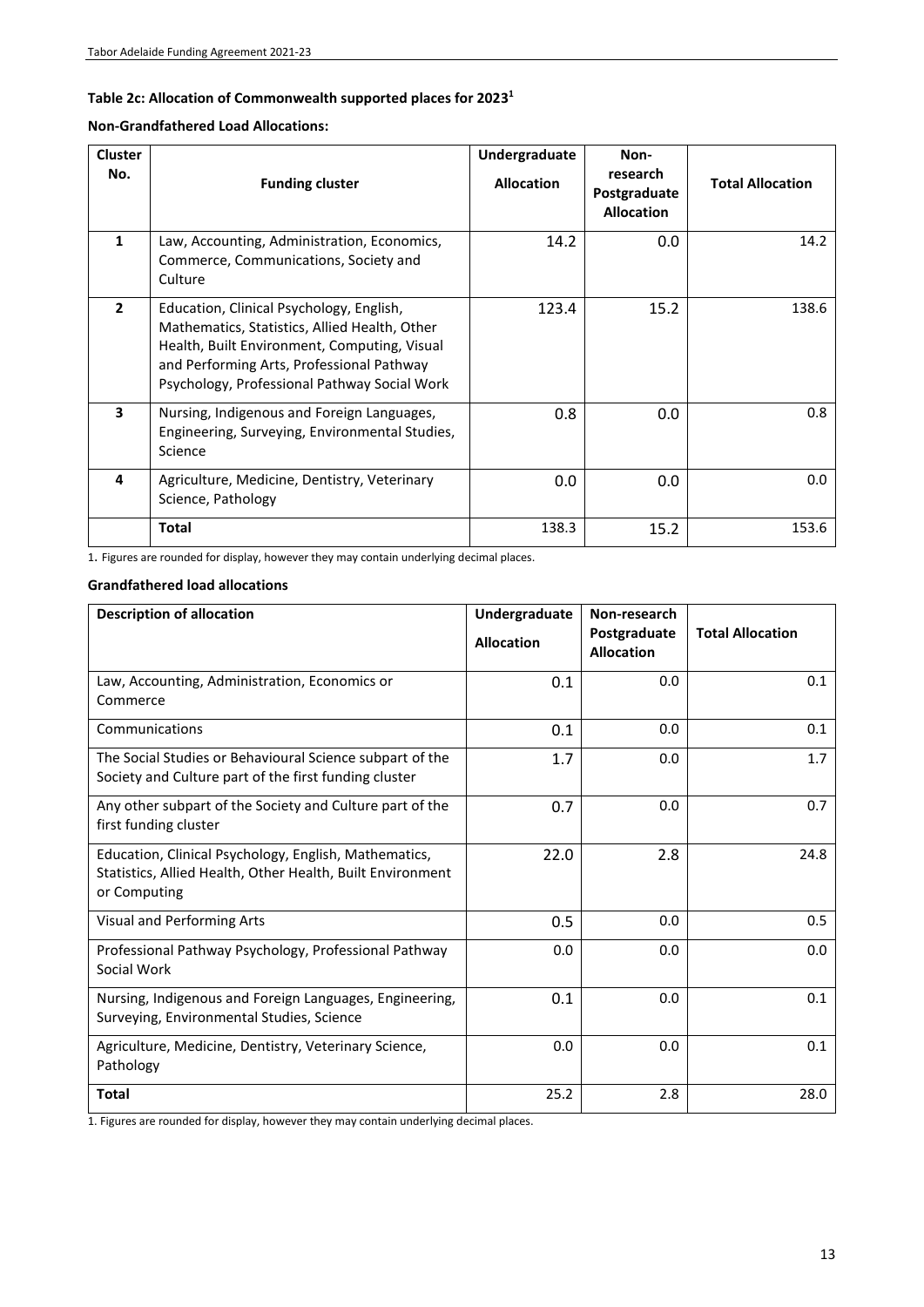### Table 2c: Allocation of Commonwealth supported places for 2023[1]

**Non-Grandfathered Load Allocations:**

| Cluster No. | Funding cluster | Undergraduate Allocation | Non-research Postgraduate Allocation | Total Allocation |
|---|---|---|---|---|
| **1** | Law, Accounting, Administration, Economics, Commerce, Communications, Society and Culture | 14.2 | 0.0 | 14.2 |
| **2** | Education, Clinical Psychology, English, Mathematics, Statistics, Allied Health, Other Health, Built Environment, Computing, Visual and Performing Arts, Professional Pathway Psychology, Professional Pathway Social Work | 123.4 | 15.2 | 138.6 |
| **3** | Nursing, Indigenous and Foreign Languages, Engineering, Surveying, Environmental Studies, Science | 0.8 | 0.0 | 0.8 |
| **4** | Agriculture, Medicine, Dentistry, Veterinary Science, Pathology | 0.0 | 0.0 | 0.0 |
| | **Total** | 138.3 | 15.2 | 153.6 |

1. Figures are rounded for display, however they may contain underlying decimal places.

**Grandfathered load allocations**

| Description of allocation | Undergraduate Allocation | Non-research Postgraduate Allocation | Total Allocation |
|---|---|---|---|
| Law, Accounting, Administration, Economics or Commerce | 0.1 | 0.0 | 0.1 |
| Communications | 0.1 | 0.0 | 0.1 |
| The Social Studies or Behavioural Science subpart of the Society and Culture part of the first funding cluster | 1.7 | 0.0 | 1.7 |
| Any other subpart of the Society and Culture part of the first funding cluster | 0.7 | 0.0 | 0.7 |
| Education, Clinical Psychology, English, Mathematics, Statistics, Allied Health, Other Health, Built Environment or Computing | 22.0 | 2.8 | 24.8 |
| Visual and Performing Arts | 0.5 | 0.0 | 0.5 |
| Professional Pathway Psychology, Professional Pathway Social Work | 0.0 | 0.0 | 0.0 |
| Nursing, Indigenous and Foreign Languages, Engineering, Surveying, Environmental Studies, Science | 0.1 | 0.0 | 0.1 |
| Agriculture, Medicine, Dentistry, Veterinary Science, Pathology | 0.0 | 0.0 | 0.1 |
| **Total** | 25.2 | 2.8 | 28.0 |

1. Figures are rounded for display, however they may contain underlying decimal places.